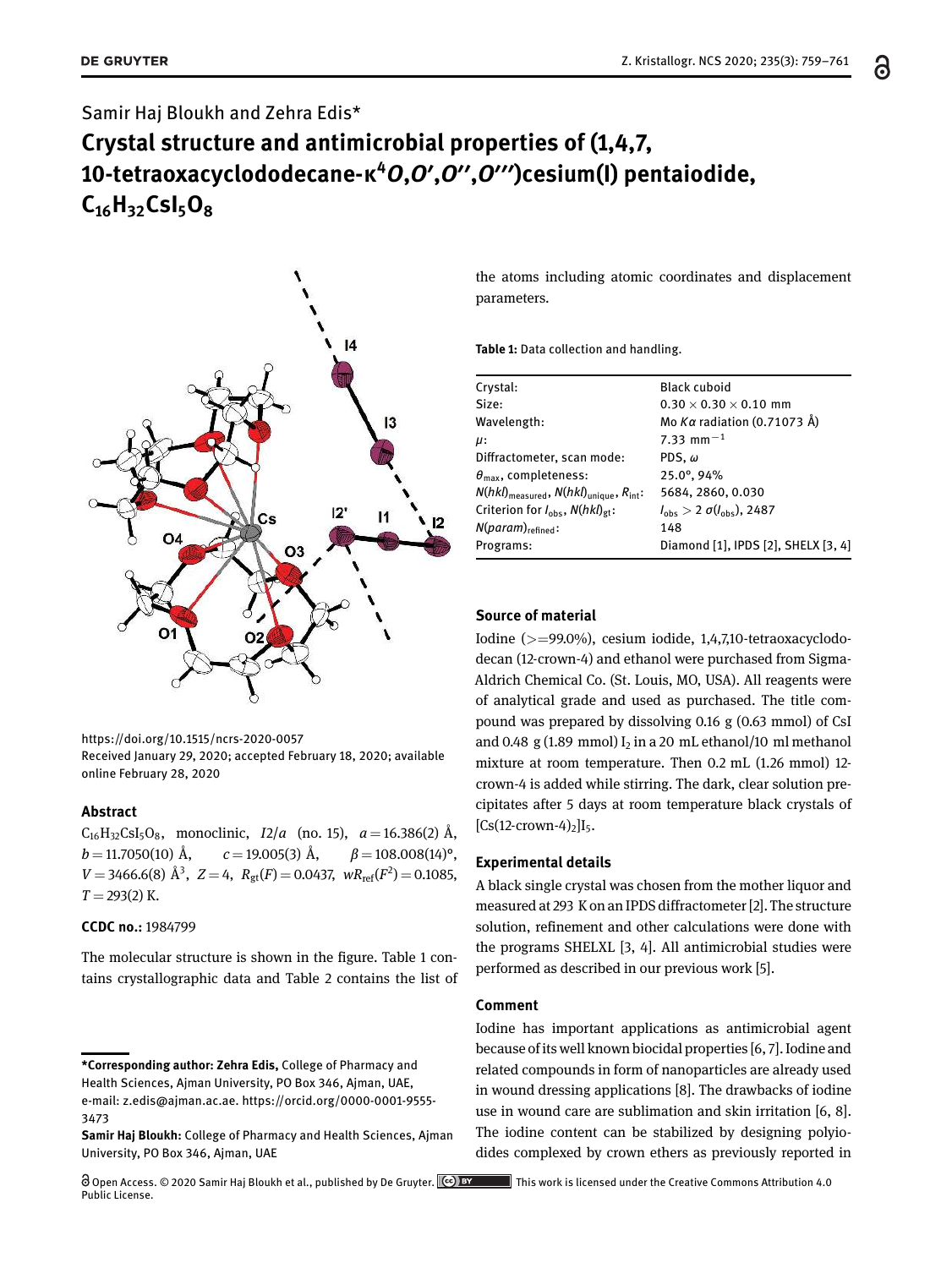Samir Haj Bloukh and Zehra Edis*

# Crystal structure and antimicrobial properties of (1,4,7,10-tetraoxacyclododecane-κ[4]*O*,*O*′,*O*′′,*O*′′′)cesium(I) pentaiodide, $C_{16}H_{32}CsI_5O_8$

https://doi.org/10.1515/ncrs-2020-0057
Received January 29, 2020; accepted February 18, 2020; available online February 28, 2020

### Abstract

$C_{16}H_{32}CsI_5O_8$, monoclinic, $I2/a$ (no. 15), $a = 16.386(2)$ Å, $b = 11.7050(10)$ Å, $c = 19.005(3)$ Å, $\beta = 108.008(14)°$, $V = 3466.6(8)$ Å$^3$, $Z = 4$, $R_{gt}(F) = 0.0437$, $wR_{ref}(F^2) = 0.1085$, $T = 293(2)$ K.

**CCDC no.:** 1984799

The molecular structure is shown in the figure. Table 1 contains crystallographic data and Table 2 contains the list of the atoms including atomic coordinates and displacement parameters.

**Table 1:** Data collection and handling.

| | |
|---|---|
| Crystal: | Black cuboid |
| Size: | 0.30 × 0.30 × 0.10 mm |
| Wavelength: | Mo *Kα* radiation (0.71073 Å) |
| $\mu$: | 7.33 mm$^{-1}$ |
| Diffractometer, scan mode: | PDS, $\omega$ |
| $\theta_{max}$, completeness: | 25.0°, 94% |
| $N(hkl)_{measured}$, $N(hkl)_{unique}$, $R_{int}$: | 5684, 2860, 0.030 |
| Criterion for $I_{obs}$, $N(hkl)_{gt}$: | $I_{obs} > 2\ \sigma(I_{obs})$, 2487 |
| $N(param)_{refined}$: | 148 |
| Programs: | Diamond [1], IPDS [2], SHELX [3, 4] |

### Source of material

Iodine (>=99.0%), cesium iodide, 1,4,7,10-tetraoxacyclododecan (12-crown-4) and ethanol were purchased from Sigma-Aldrich Chemical Co. (St. Louis, MO, USA). All reagents were of analytical grade and used as purchased. The title compound was prepared by dissolving 0.16 g (0.63 mmol) of CsI and 0.48 g (1.89 mmol) $I_2$ in a 20 mL ethanol/10 ml methanol mixture at room temperature. Then 0.2 mL (1.26 mmol) 12-crown-4 is added while stirring. The dark, clear solution precipitates after 5 days at room temperature black crystals of $[Cs(12\text{-crown-}4)_2]I_5$.

### Experimental details

A black single crystal was chosen from the mother liquor and measured at 293 K on an IPDS diffractometer [2]. The structure solution, refinement and other calculations were done with the programs SHELXL [3, 4]. All antimicrobial studies were performed as described in our previous work [5].

### Comment

Iodine has important applications as antimicrobial agent because of its well known biocidal properties [6, 7]. Iodine and related compounds in form of nanoparticles are already used in wound dressing applications [8]. The drawbacks of iodine use in wound care are sublimation and skin irritation [6, 8]. The iodine content can be stabilized by designing polyiodides complexed by crown ethers as previously reported in

---

***Corresponding author: Zehra Edis,** College of Pharmacy and Health Sciences, Ajman University, PO Box 346, Ajman, UAE, e-mail: z.edis@ajman.ac.ae. https://orcid.org/0000-0001-9555-3473

**Samir Haj Bloukh:** College of Pharmacy and Health Sciences, Ajman University, PO Box 346, Ajman, UAE

Open Access. © 2020 Samir Haj Bloukh et al., published by De Gruyter. This work is licensed under the Creative Commons Attribution 4.0 Public License.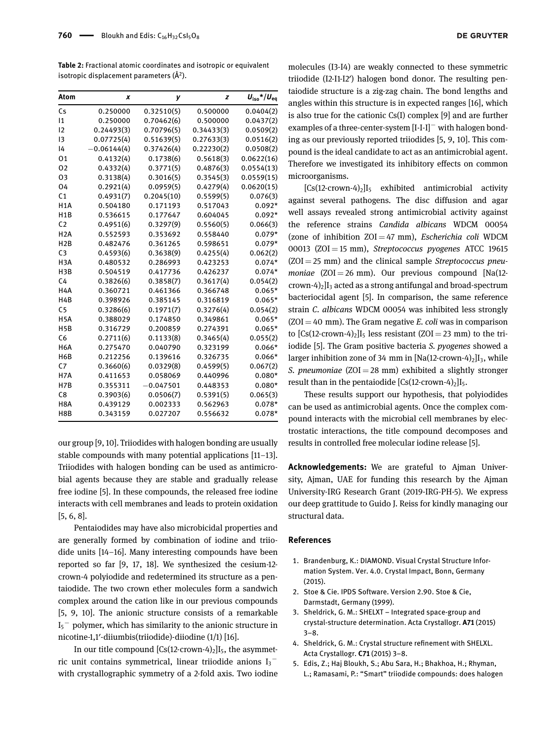**Table 2:** Fractional atomic coordinates and isotropic or equivalent isotropic displacement parameters (Å$^2$).

| Atom | x | y | z | $U_{iso}$*/$U_{eq}$ |
|---|---|---|---|---|
| Cs | 0.250000 | 0.32510(5) | 0.500000 | 0.0404(2) |
| I1 | 0.250000 | 0.70462(6) | 0.500000 | 0.0437(2) |
| I2 | 0.24493(3) | 0.70796(5) | 0.34433(3) | 0.0509(2) |
| I3 | 0.07725(4) | 0.51639(5) | 0.27633(3) | 0.0516(2) |
| I4 | −0.06144(4) | 0.37426(4) | 0.22230(2) | 0.0508(2) |
| O1 | 0.4132(4) | 0.1738(6) | 0.5618(3) | 0.0622(16) |
| O2 | 0.4332(4) | 0.3771(5) | 0.4876(3) | 0.0554(13) |
| O3 | 0.3138(4) | 0.3016(5) | 0.3545(3) | 0.0559(15) |
| O4 | 0.2921(4) | 0.0959(5) | 0.4279(4) | 0.0620(15) |
| C1 | 0.4931(7) | 0.2045(10) | 0.5599(5) | 0.076(3) |
| H1A | 0.504180 | 0.171193 | 0.517043 | 0.092* |
| H1B | 0.536615 | 0.177647 | 0.604045 | 0.092* |
| C2 | 0.4951(6) | 0.3297(9) | 0.5560(5) | 0.066(3) |
| H2A | 0.552593 | 0.353692 | 0.558440 | 0.079* |
| H2B | 0.482476 | 0.361265 | 0.598651 | 0.079* |
| C3 | 0.4593(6) | 0.3638(9) | 0.4255(4) | 0.062(2) |
| H3A | 0.480532 | 0.286993 | 0.423253 | 0.074* |
| H3B | 0.504519 | 0.417736 | 0.426237 | 0.074* |
| C4 | 0.3826(6) | 0.3858(7) | 0.3617(4) | 0.054(2) |
| H4A | 0.360721 | 0.461366 | 0.366748 | 0.065* |
| H4B | 0.398926 | 0.385145 | 0.316819 | 0.065* |
| C5 | 0.3286(6) | 0.1971(7) | 0.3276(4) | 0.054(2) |
| H5A | 0.388029 | 0.174850 | 0.349861 | 0.065* |
| H5B | 0.316729 | 0.200859 | 0.274391 | 0.065* |
| C6 | 0.2711(6) | 0.1133(8) | 0.3465(4) | 0.055(2) |
| H6A | 0.275470 | 0.040790 | 0.323199 | 0.066* |
| H6B | 0.212256 | 0.139616 | 0.326735 | 0.066* |
| C7 | 0.3660(6) | 0.0329(8) | 0.4599(5) | 0.067(2) |
| H7A | 0.411653 | 0.058069 | 0.440996 | 0.080* |
| H7B | 0.355311 | −0.047501 | 0.448353 | 0.080* |
| C8 | 0.3903(6) | 0.0506(7) | 0.5391(5) | 0.065(3) |
| H8A | 0.439129 | 0.002333 | 0.562963 | 0.078* |
| H8B | 0.343159 | 0.027207 | 0.556632 | 0.078* |

our group [9, 10]. Triiodides with halogen bonding are usually stable compounds with many potential applications [11–13]. Triiodides with halogen bonding can be used as antimicrobial agents because they are stable and gradually release free iodine [5]. In these compounds, the released free iodine interacts with cell membranes and leads to protein oxidation [5, 6, 8].

Pentaiodides may have also microbicidal properties and are generally formed by combination of iodine and triiodide units [14–16]. Many interesting compounds have been reported so far [9, 17, 18]. We synthesized the cesium-12-crown-4 polyiodide and redetermined its structure as a pentaiodide. The two crown ether molecules form a sandwich complex around the cation like in our previous compounds [5, 9, 10]. The anionic structure consists of a remarkable $I_5^-$ polymer, which has similarity to the anionic structure in nicotine-1,1′-diiumbis(triiodide)-diiodine (1/1) [16].

In our title compound $[Cs(12\text{-crown-}4)_2]I_5$, the asymmetric unit contains symmetrical, linear triiodide anions $I_3^-$ with crystallographic symmetry of a 2-fold axis. Two iodine molecules (I3-I4) are weakly connected to these symmetric triiodide (I2-I1-I2′) halogen bond donor. The resulting pentaiodide structure is a zig-zag chain. The bond lengths and angles within this structure is in expected ranges [16], which is also true for the cationic Cs(I) complex [9] and are further examples of a three-center-system $[I\text{-}I\text{-}I]^-$ with halogen bonding as our previously reported triiodides [5, 9, 10]. This compound is the ideal candidate to act as an antimicrobial agent. Therefore we investigated its inhibitory effects on common microorganisms.

$[Cs(12\text{-crown-}4)_2]I_5$ exhibited antimicrobial activity against several pathogens. The disc diffusion and agar well assays revealed strong antimicrobial activity against the reference strains *Candida albicans* WDCM 00054 (zone of inhibition ZOI = 47 mm), *Escherichia coli* WDCM 00013 (ZOI = 15 mm), *Streptococcus pyogenes* ATCC 19615 (ZOI = 25 mm) and the clinical sample *Streptococcus pneumoniae* (ZOI = 26 mm). Our previous compound $[Na(12\text{-crown-}4)_2]I_3$ acted as a strong antifungal and broad-spectrum bacteriocidal agent [5]. In comparison, the same reference strain *C. albicans* WDCM 00054 was inhibited less strongly (ZOI = 40 mm). The Gram negative *E. coli* was in comparison to $[Cs(12\text{-crown-}4)_2]I_5$ less resistant (ZOI = 23 mm) to the triiodide [5]. The Gram positive bacteria *S. pyogenes* showed a larger inhibition zone of 34 mm in $[Na(12\text{-crown-}4)_2]I_3$, while *S. pneumoniae* (ZOI = 28 mm) exhibited a slightly stronger result than in the pentaiodide $[Cs(12\text{-crown-}4)_2]I_5$.

These results support our hypothesis, that polyiodides can be used as antimicrobial agents. Once the complex compound interacts with the microbial cell membranes by electrostatic interactions, the title compound decomposes and results in controlled free molecular iodine release [5].

**Acknowledgements:** We are grateful to Ajman University, Ajman, UAE for funding this research by the Ajman University-IRG Research Grant (2019-IRG-PH-5). We express our deep grattitude to Guido J. Reiss for kindly managing our structural data.

## References

1. Brandenburg, K.: DIAMOND. Visual Crystal Structure Information System. Ver. 4.0. Crystal Impact, Bonn, Germany (2015).
2. Stoe & Cie. IPDS Software. Version 2.90. Stoe & Cie, Darmstadt, Germany (1999).
3. Sheldrick, G. M.: SHELXT – Integrated space-group and crystal-structure determination. Acta Crystallogr. **A71** (2015) 3–8.
4. Sheldrick, G. M.: Crystal structure refinement with SHELXL. Acta Crystallogr. **C71** (2015) 3–8.
5. Edis, Z.; Haj Bloukh, S.; Abu Sara, H.; Bhakhoa, H.; Rhyman, L.; Ramasami, P.: "Smart" triiodide compounds: does halogen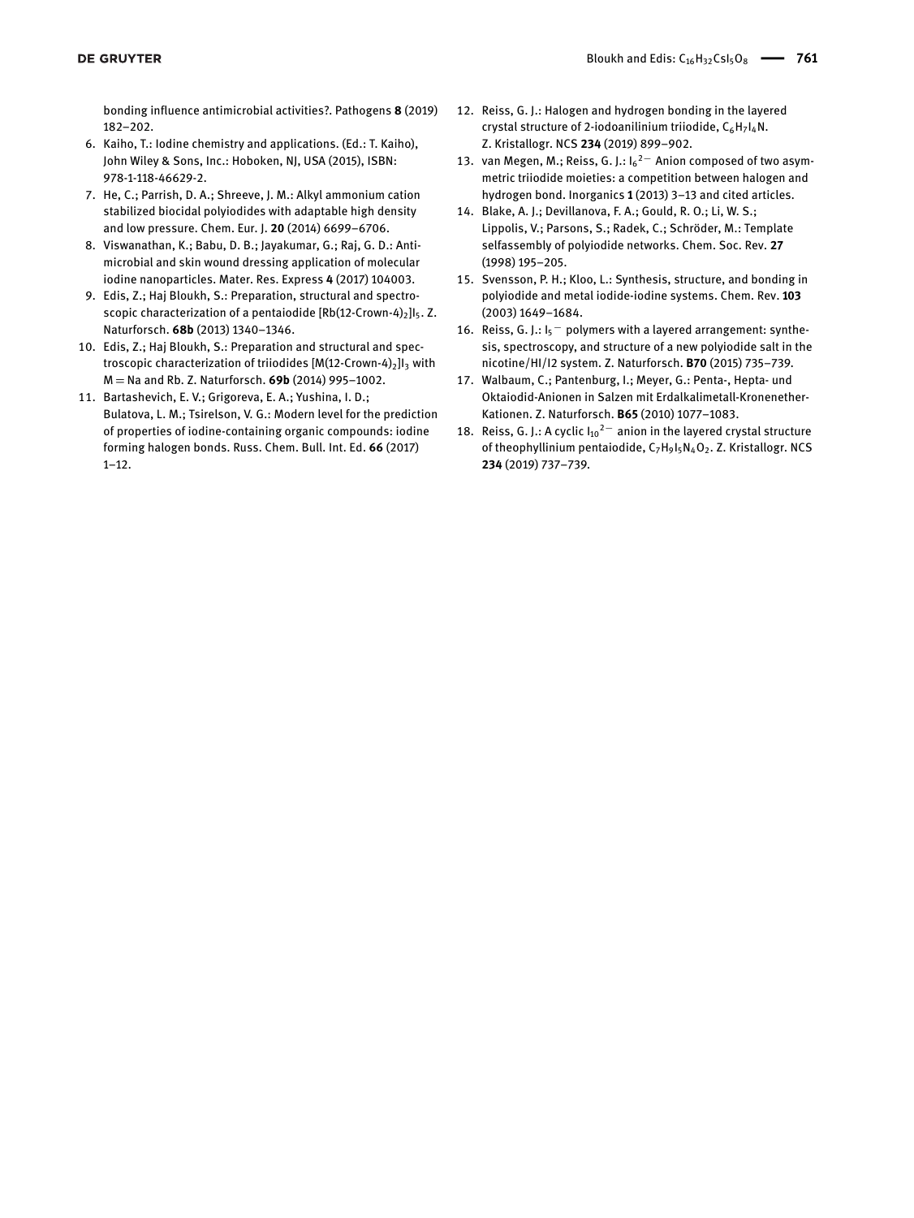bonding influence antimicrobial activities?. Pathogens **8** (2019) 182–202.

6. Kaiho, T.: Iodine chemistry and applications. (Ed.: T. Kaiho), John Wiley & Sons, Inc.: Hoboken, NJ, USA (2015), ISBN: 978-1-118-46629-2.
7. He, C.; Parrish, D. A.; Shreeve, J. M.: Alkyl ammonium cation stabilized biocidal polyiodides with adaptable high density and low pressure. Chem. Eur. J. **20** (2014) 6699–6706.
8. Viswanathan, K.; Babu, D. B.; Jayakumar, G.; Raj, G. D.: Anti-microbial and skin wound dressing application of molecular iodine nanoparticles. Mater. Res. Express **4** (2017) 104003.
9. Edis, Z.; Haj Bloukh, S.: Preparation, structural and spectroscopic characterization of a pentaiodide $[Rb(12\text{-}Crown\text{-}4)_2]I_5$. Z. Naturforsch. **68b** (2013) 1340–1346.
10. Edis, Z.; Haj Bloukh, S.: Preparation and structural and spectroscopic characterization of triiodides $[M(12\text{-}Crown\text{-}4)_2]I_3$ with M = Na and Rb. Z. Naturforsch. **69b** (2014) 995–1002.
11. Bartashevich, E. V.; Grigoreva, E. A.; Yushina, I. D.; Bulatova, L. M.; Tsirelson, V. G.: Modern level for the prediction of properties of iodine-containing organic compounds: iodine forming halogen bonds. Russ. Chem. Bull. Int. Ed. **66** (2017) 1–12.
12. Reiss, G. J.: Halogen and hydrogen bonding in the layered crystal structure of 2-iodoanilinium triiodide, $C_6H_7I_4N$. Z. Kristallogr. NCS **234** (2019) 899–902.
13. van Megen, M.; Reiss, G. J.: $I_6^{2-}$ Anion composed of two asymmetric triiodide moieties: a competition between halogen and hydrogen bond. Inorganics **1** (2013) 3–13 and cited articles.
14. Blake, A. J.; Devillanova, F. A.; Gould, R. O.; Li, W. S.; Lippolis, V.; Parsons, S.; Radek, C.; Schröder, M.: Template selfassembly of polyiodide networks. Chem. Soc. Rev. **27** (1998) 195–205.
15. Svensson, P. H.; Kloo, L.: Synthesis, structure, and bonding in polyiodide and metal iodide-iodine systems. Chem. Rev. **103** (2003) 1649–1684.
16. Reiss, G. J.: $I_5^-$ polymers with a layered arrangement: synthesis, spectroscopy, and structure of a new polyiodide salt in the nicotine/HI/I2 system. Z. Naturforsch. **B70** (2015) 735–739.
17. Walbaum, C.; Pantenburg, I.; Meyer, G.: Penta-, Hepta- und Oktaiodid-Anionen in Salzen mit Erdalkalimetall-Kronenether-Kationen. Z. Naturforsch. **B65** (2010) 1077–1083.
18. Reiss, G. J.: A cyclic $I_{10}^{2-}$ anion in the layered crystal structure of theophyllinium pentaiodide, $C_7H_9I_5N_4O_2$. Z. Kristallogr. NCS **234** (2019) 737–739.